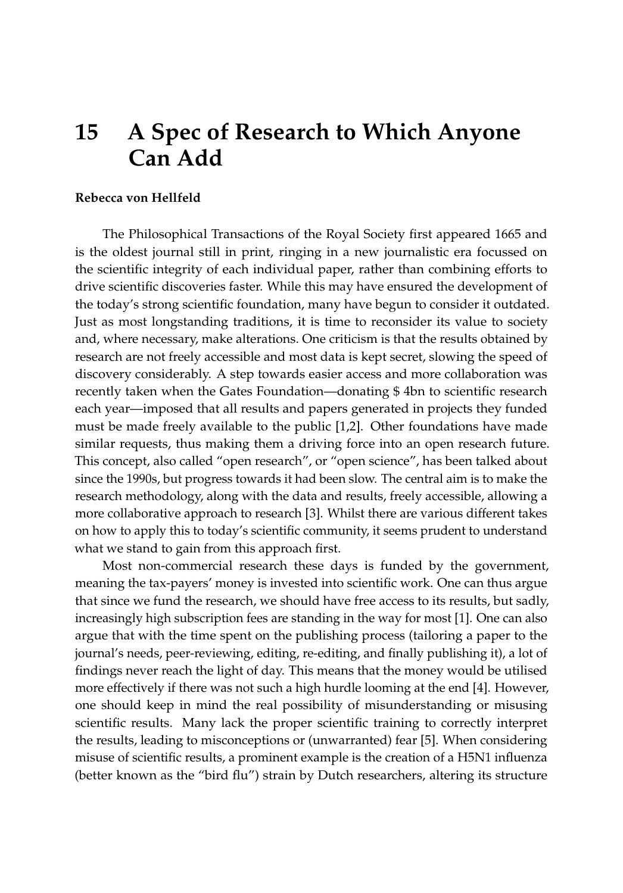# 15 A Spec of Research to Which Anyone Can Add

**Rebecca von Hellfeld**

The Philosophical Transactions of the Royal Society first appeared 1665 and is the oldest journal still in print, ringing in a new journalistic era focussed on the scientific integrity of each individual paper, rather than combining efforts to drive scientific discoveries faster. While this may have ensured the development of the today's strong scientific foundation, many have begun to consider it outdated. Just as most longstanding traditions, it is time to reconsider its value to society and, where necessary, make alterations. One criticism is that the results obtained by research are not freely accessible and most data is kept secret, slowing the speed of discovery considerably. A step towards easier access and more collaboration was recently taken when the Gates Foundation—donating $ 4bn to scientific research each year—imposed that all results and papers generated in projects they funded must be made freely available to the public [1,2]. Other foundations have made similar requests, thus making them a driving force into an open research future. This concept, also called "open research", or "open science", has been talked about since the 1990s, but progress towards it had been slow. The central aim is to make the research methodology, along with the data and results, freely accessible, allowing a more collaborative approach to research [3]. Whilst there are various different takes on how to apply this to today's scientific community, it seems prudent to understand what we stand to gain from this approach first.

Most non-commercial research these days is funded by the government, meaning the tax-payers' money is invested into scientific work. One can thus argue that since we fund the research, we should have free access to its results, but sadly, increasingly high subscription fees are standing in the way for most [1]. One can also argue that with the time spent on the publishing process (tailoring a paper to the journal's needs, peer-reviewing, editing, re-editing, and finally publishing it), a lot of findings never reach the light of day. This means that the money would be utilised more effectively if there was not such a high hurdle looming at the end [4]. However, one should keep in mind the real possibility of misunderstanding or misusing scientific results. Many lack the proper scientific training to correctly interpret the results, leading to misconceptions or (unwarranted) fear [5]. When considering misuse of scientific results, a prominent example is the creation of a H5N1 influenza (better known as the "bird flu") strain by Dutch researchers, altering its structure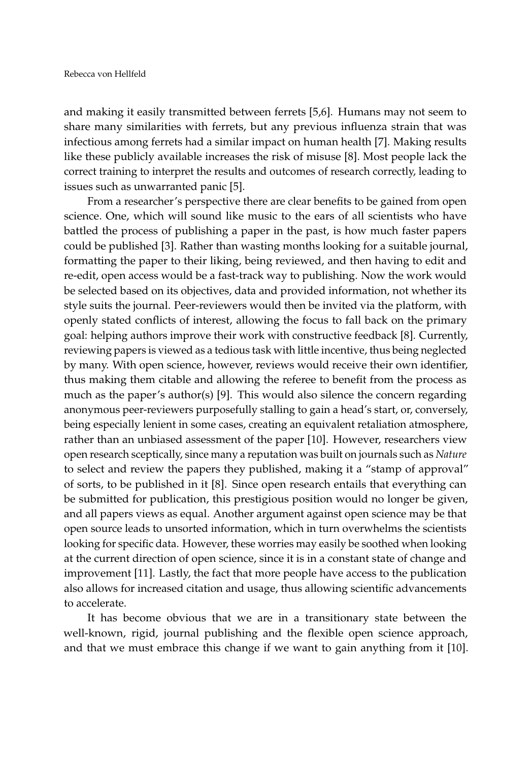and making it easily transmitted between ferrets [5,6]. Humans may not seem to share many similarities with ferrets, but any previous influenza strain that was infectious among ferrets had a similar impact on human health [7]. Making results like these publicly available increases the risk of misuse [8]. Most people lack the correct training to interpret the results and outcomes of research correctly, leading to issues such as unwarranted panic [5].

From a researcher's perspective there are clear benefits to be gained from open science. One, which will sound like music to the ears of all scientists who have battled the process of publishing a paper in the past, is how much faster papers could be published [3]. Rather than wasting months looking for a suitable journal, formatting the paper to their liking, being reviewed, and then having to edit and re-edit, open access would be a fast-track way to publishing. Now the work would be selected based on its objectives, data and provided information, not whether its style suits the journal. Peer-reviewers would then be invited via the platform, with openly stated conflicts of interest, allowing the focus to fall back on the primary goal: helping authors improve their work with constructive feedback [8]. Currently, reviewing papers is viewed as a tedious task with little incentive, thus being neglected by many. With open science, however, reviews would receive their own identifier, thus making them citable and allowing the referee to benefit from the process as much as the paper's author(s) [9]. This would also silence the concern regarding anonymous peer-reviewers purposefully stalling to gain a head's start, or, conversely, being especially lenient in some cases, creating an equivalent retaliation atmosphere, rather than an unbiased assessment of the paper [10]. However, researchers view open research sceptically, since many a reputation was built on journals such as *Nature* to select and review the papers they published, making it a "stamp of approval" of sorts, to be published in it [8]. Since open research entails that everything can be submitted for publication, this prestigious position would no longer be given, and all papers views as equal. Another argument against open science may be that open source leads to unsorted information, which in turn overwhelms the scientists looking for specific data. However, these worries may easily be soothed when looking at the current direction of open science, since it is in a constant state of change and improvement [11]. Lastly, the fact that more people have access to the publication also allows for increased citation and usage, thus allowing scientific advancements to accelerate.

It has become obvious that we are in a transitionary state between the well-known, rigid, journal publishing and the flexible open science approach, and that we must embrace this change if we want to gain anything from it [10].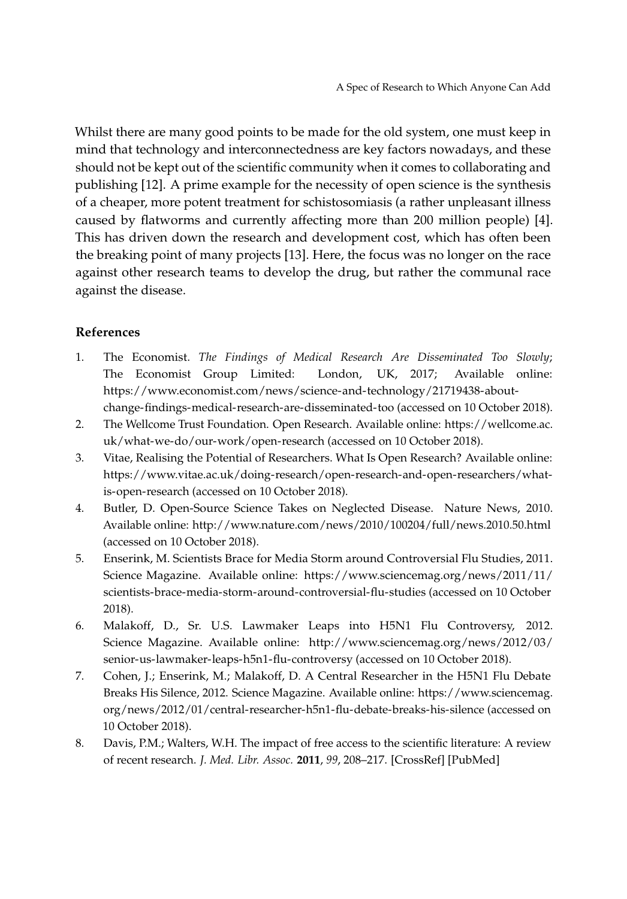Whilst there are many good points to be made for the old system, one must keep in mind that technology and interconnectedness are key factors nowadays, and these should not be kept out of the scientific community when it comes to collaborating and publishing [12]. A prime example for the necessity of open science is the synthesis of a cheaper, more potent treatment for schistosomiasis (a rather unpleasant illness caused by flatworms and currently affecting more than 200 million people) [4]. This has driven down the research and development cost, which has often been the breaking point of many projects [13]. Here, the focus was no longer on the race against other research teams to develop the drug, but rather the communal race against the disease.

## References

1. The Economist. *The Findings of Medical Research Are Disseminated Too Slowly*; The Economist Group Limited: London, UK, 2017; Available online: https://www.economist.com/news/science-and-technology/21719438-about-change-findings-medical-research-are-disseminated-too (accessed on 10 October 2018).
2. The Wellcome Trust Foundation. Open Research. Available online: https://wellcome.ac.uk/what-we-do/our-work/open-research (accessed on 10 October 2018).
3. Vitae, Realising the Potential of Researchers. What Is Open Research? Available online: https://www.vitae.ac.uk/doing-research/open-research-and-open-researchers/what-is-open-research (accessed on 10 October 2018).
4. Butler, D. Open-Source Science Takes on Neglected Disease. Nature News, 2010. Available online: http://www.nature.com/news/2010/100204/full/news.2010.50.html (accessed on 10 October 2018).
5. Enserink, M. Scientists Brace for Media Storm around Controversial Flu Studies, 2011. Science Magazine. Available online: https://www.sciencemag.org/news/2011/11/scientists-brace-media-storm-around-controversial-flu-studies (accessed on 10 October 2018).
6. Malakoff, D., Sr. U.S. Lawmaker Leaps into H5N1 Flu Controversy, 2012. Science Magazine. Available online: http://www.sciencemag.org/news/2012/03/senior-us-lawmaker-leaps-h5n1-flu-controversy (accessed on 10 October 2018).
7. Cohen, J.; Enserink, M.; Malakoff, D. A Central Researcher in the H5N1 Flu Debate Breaks His Silence, 2012. Science Magazine. Available online: https://www.sciencemag.org/news/2012/01/central-researcher-h5n1-flu-debate-breaks-his-silence (accessed on 10 October 2018).
8. Davis, P.M.; Walters, W.H. The impact of free access to the scientific literature: A review of recent research. *J. Med. Libr. Assoc.* **2011**, *99*, 208–217. [CrossRef] [PubMed]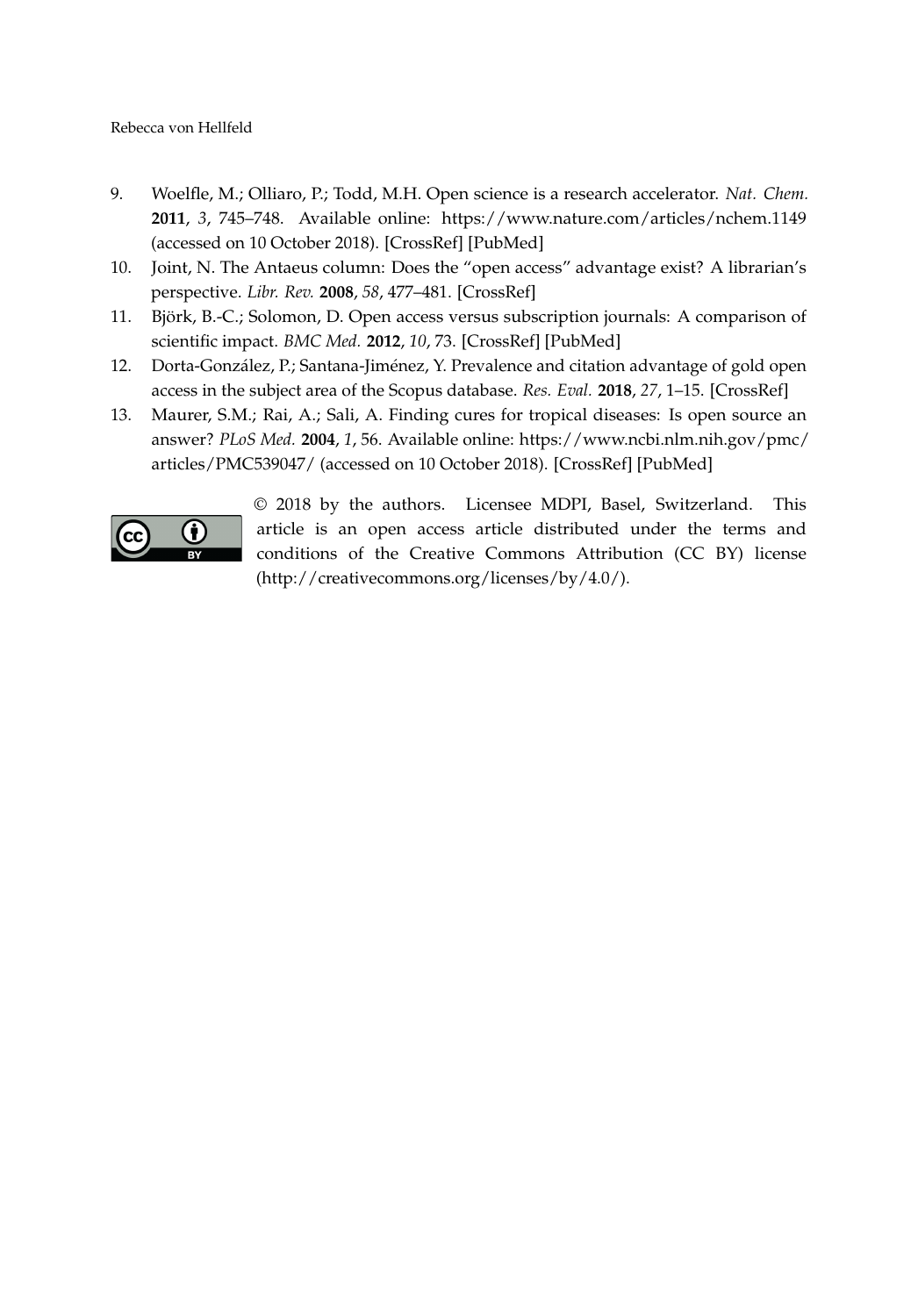9. Woelfle, M.; Olliaro, P.; Todd, M.H. Open science is a research accelerator. *Nat. Chem.* **2011**, *3*, 745–748. Available online: https://www.nature.com/articles/nchem.1149 (accessed on 10 October 2018). [CrossRef] [PubMed]
10. Joint, N. The Antaeus column: Does the "open access" advantage exist? A librarian's perspective. *Libr. Rev.* **2008**, *58*, 477–481. [CrossRef]
11. Björk, B.-C.; Solomon, D. Open access versus subscription journals: A comparison of scientific impact. *BMC Med.* **2012**, *10*, 73. [CrossRef] [PubMed]
12. Dorta-González, P.; Santana-Jiménez, Y. Prevalence and citation advantage of gold open access in the subject area of the Scopus database. *Res. Eval.* **2018**, *27*, 1–15. [CrossRef]
13. Maurer, S.M.; Rai, A.; Sali, A. Finding cures for tropical diseases: Is open source an answer? *PLoS Med.* **2004**, *1*, 56. Available online: https://www.ncbi.nlm.nih.gov/pmc/articles/PMC539047/ (accessed on 10 October 2018). [CrossRef] [PubMed]

© 2018 by the authors. Licensee MDPI, Basel, Switzerland. This article is an open access article distributed under the terms and conditions of the Creative Commons Attribution (CC BY) license (http://creativecommons.org/licenses/by/4.0/).